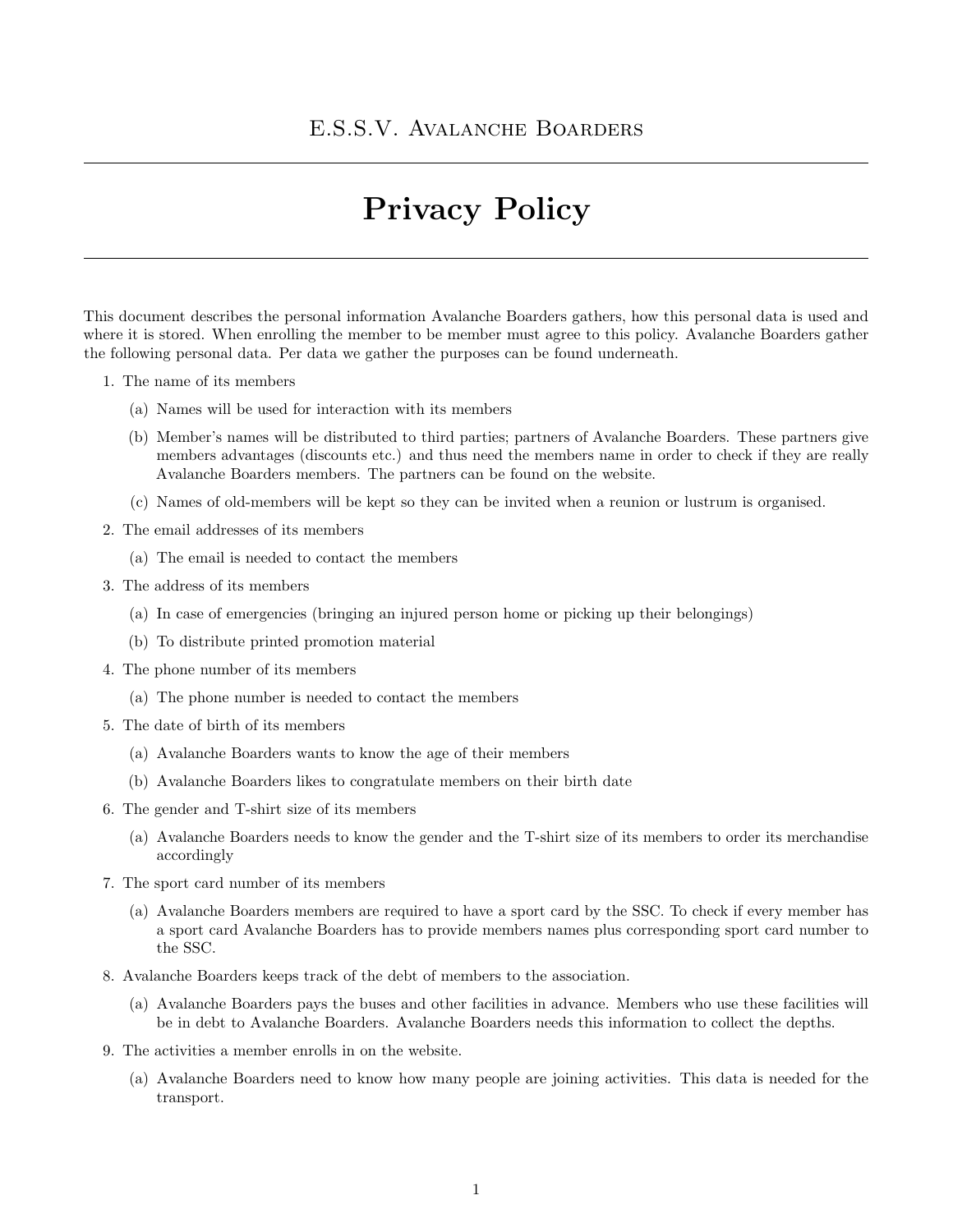E.S.S.V. Avalanche Boarders

# Privacy Policy

This document describes the personal information Avalanche Boarders gathers, how this personal data is used and where it is stored. When enrolling the member to be member must agree to this policy. Avalanche Boarders gather the following personal data. Per data we gather the purposes can be found underneath.

1. The name of its members
   - (a) Names will be used for interaction with its members
   - (b) Member's names will be distributed to third parties; partners of Avalanche Boarders. These partners give members advantages (discounts etc.) and thus need the members name in order to check if they are really Avalanche Boarders members. The partners can be found on the website.
   - (c) Names of old-members will be kept so they can be invited when a reunion or lustrum is organised.
2. The email addresses of its members
   - (a) The email is needed to contact the members
3. The address of its members
   - (a) In case of emergencies (bringing an injured person home or picking up their belongings)
   - (b) To distribute printed promotion material
4. The phone number of its members
   - (a) The phone number is needed to contact the members
5. The date of birth of its members
   - (a) Avalanche Boarders wants to know the age of their members
   - (b) Avalanche Boarders likes to congratulate members on their birth date
6. The gender and T-shirt size of its members
   - (a) Avalanche Boarders needs to know the gender and the T-shirt size of its members to order its merchandise accordingly
7. The sport card number of its members
   - (a) Avalanche Boarders members are required to have a sport card by the SSC. To check if every member has a sport card Avalanche Boarders has to provide members names plus corresponding sport card number to the SSC.
8. Avalanche Boarders keeps track of the debt of members to the association.
   - (a) Avalanche Boarders pays the buses and other facilities in advance. Members who use these facilities will be in debt to Avalanche Boarders. Avalanche Boarders needs this information to collect the depths.
9. The activities a member enrolls in on the website.
   - (a) Avalanche Boarders need to know how many people are joining activities. This data is needed for the transport.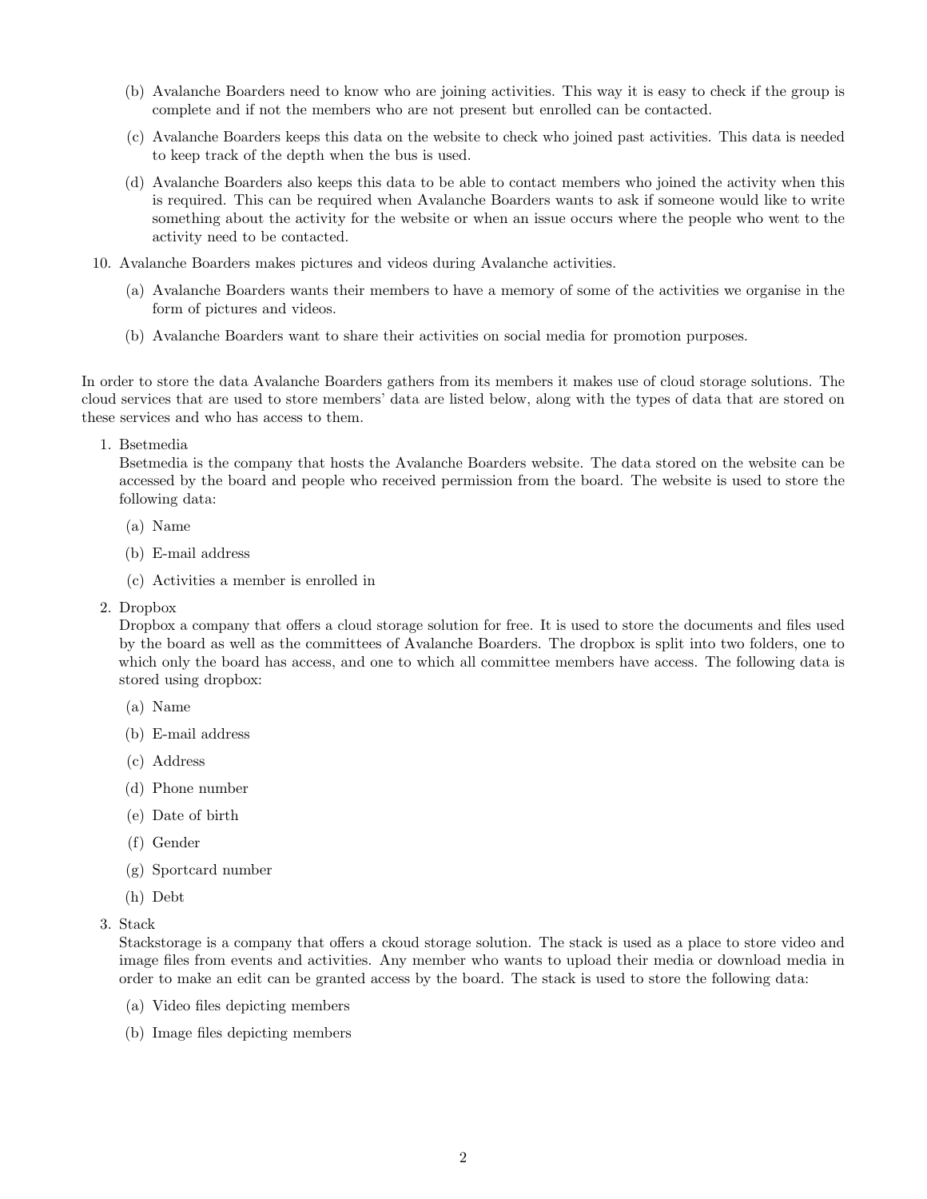(b) Avalanche Boarders need to know who are joining activities. This way it is easy to check if the group is complete and if not the members who are not present but enrolled can be contacted.

  (c) Avalanche Boarders keeps this data on the website to check who joined past activities. This data is needed to keep track of the depth when the bus is used.

  (d) Avalanche Boarders also keeps this data to be able to contact members who joined the activity when this is required. This can be required when Avalanche Boarders wants to ask if someone would like to write something about the activity for the website or when an issue occurs where the people who went to the activity need to be contacted.

10. Avalanche Boarders makes pictures and videos during Avalanche activities.

  (a) Avalanche Boarders wants their members to have a memory of some of the activities we organise in the form of pictures and videos.

  (b) Avalanche Boarders want to share their activities on social media for promotion purposes.

In order to store the data Avalanche Boarders gathers from its members it makes use of cloud storage solutions. The cloud services that are used to store members' data are listed below, along with the types of data that are stored on these services and who has access to them.

1. Bsetmedia
   Bsetmedia is the company that hosts the Avalanche Boarders website. The data stored on the website can be accessed by the board and people who received permission from the board. The website is used to store the following data:

   (a) Name

   (b) E-mail address

   (c) Activities a member is enrolled in

2. Dropbox
   Dropbox a company that offers a cloud storage solution for free. It is used to store the documents and files used by the board as well as the committees of Avalanche Boarders. The dropbox is split into two folders, one to which only the board has access, and one to which all committee members have access. The following data is stored using dropbox:

   (a) Name

   (b) E-mail address

   (c) Address

   (d) Phone number

   (e) Date of birth

   (f) Gender

   (g) Sportcard number

   (h) Debt

3. Stack
   Stackstorage is a company that offers a ckoud storage solution. The stack is used as a place to store video and image files from events and activities. Any member who wants to upload their media or download media in order to make an edit can be granted access by the board. The stack is used to store the following data:

   (a) Video files depicting members

   (b) Image files depicting members